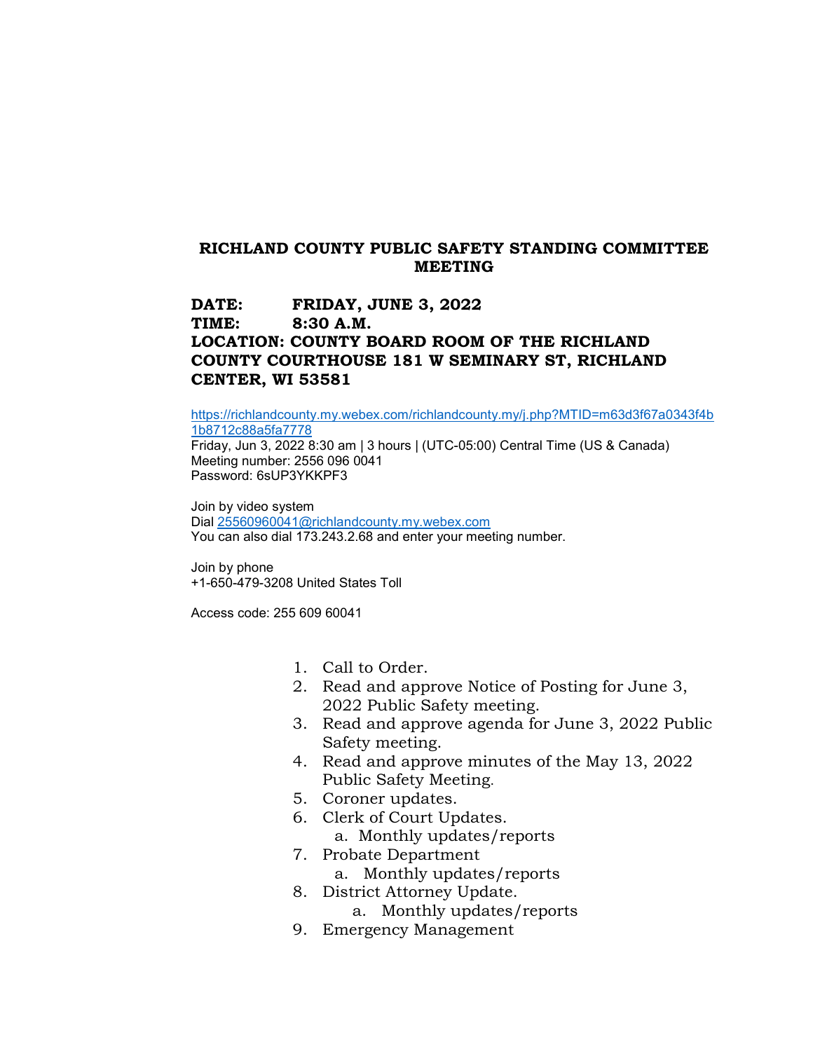# RICHLAND COUNTY PUBLIC SAFETY STANDING COMMITTEE MEETING

**DATE: FRIDAY, JUNE 3, 2022**
**TIME: 8:30 A.M.**
**LOCATION: COUNTY BOARD ROOM OF THE RICHLAND COUNTY COURTHOUSE 181 W SEMINARY ST, RICHLAND CENTER, WI 53581**

https://richlandcounty.my.webex.com/richlandcounty.my/j.php?MTID=m63d3f67a0343f4b1b8712c88a5fa7778
Friday, Jun 3, 2022 8:30 am | 3 hours | (UTC-05:00) Central Time (US & Canada)
Meeting number: 2556 096 0041
Password: 6sUP3YKKPF3

Join by video system
Dial 25560960041@richlandcounty.my.webex.com
You can also dial 173.243.2.68 and enter your meeting number.

Join by phone
+1-650-479-3208 United States Toll

Access code: 255 609 60041

1. Call to Order.
2. Read and approve Notice of Posting for June 3, 2022 Public Safety meeting.
3. Read and approve agenda for June 3, 2022 Public Safety meeting.
4. Read and approve minutes of the May 13, 2022 Public Safety Meeting.
5. Coroner updates.
6. Clerk of Court Updates.
   a. Monthly updates/reports
7. Probate Department
   a. Monthly updates/reports
8. District Attorney Update.
   a. Monthly updates/reports
9. Emergency Management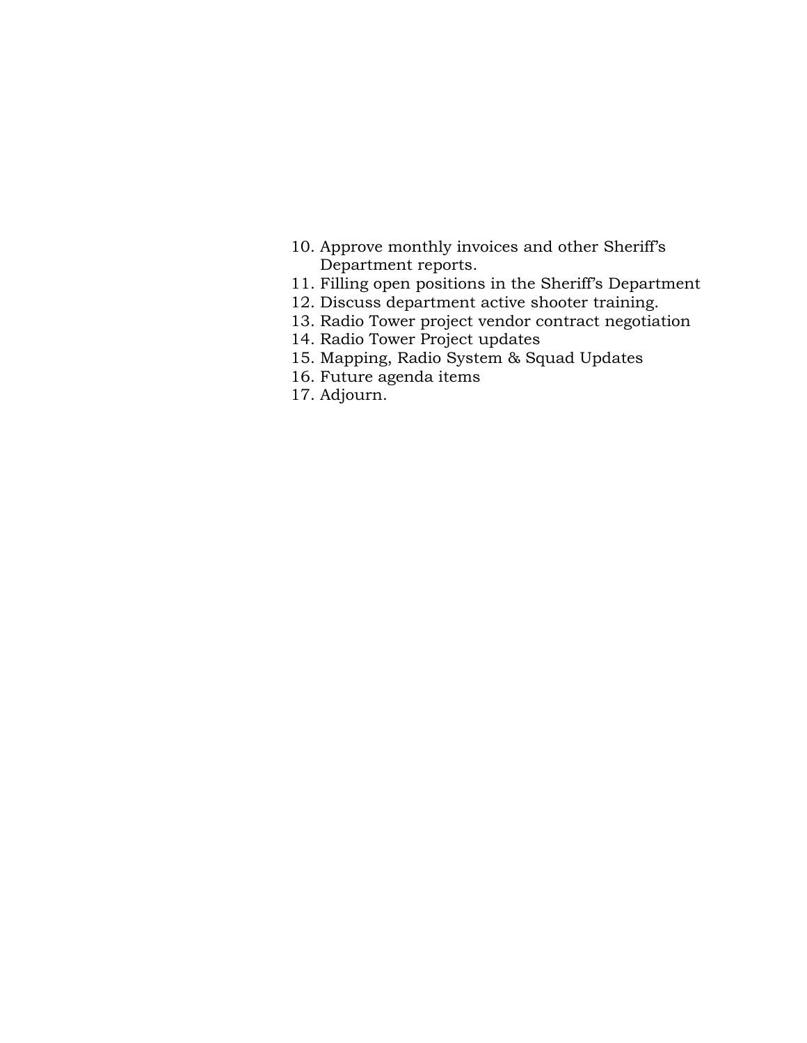10. Approve monthly invoices and other Sheriff's Department reports.
11. Filling open positions in the Sheriff's Department
12. Discuss department active shooter training.
13. Radio Tower project vendor contract negotiation
14. Radio Tower Project updates
15. Mapping, Radio System & Squad Updates
16. Future agenda items
17. Adjourn.